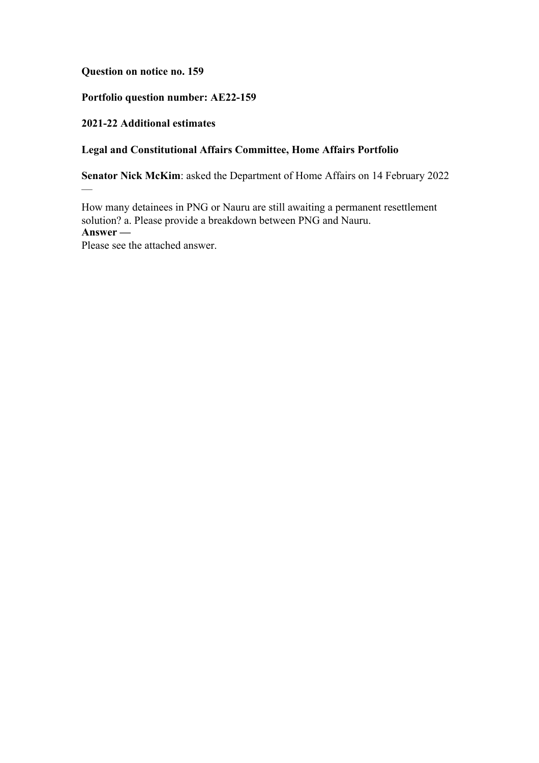**Question on notice no. 159**

**Portfolio question number: AE22-159**

**2021-22 Additional estimates**

**Legal and Constitutional Affairs Committee, Home Affairs Portfolio**

**Senator Nick McKim**: asked the Department of Home Affairs on 14 February 2022 —

How many detainees in PNG or Nauru are still awaiting a permanent resettlement solution? a. Please provide a breakdown between PNG and Nauru.

**Answer —**

Please see the attached answer.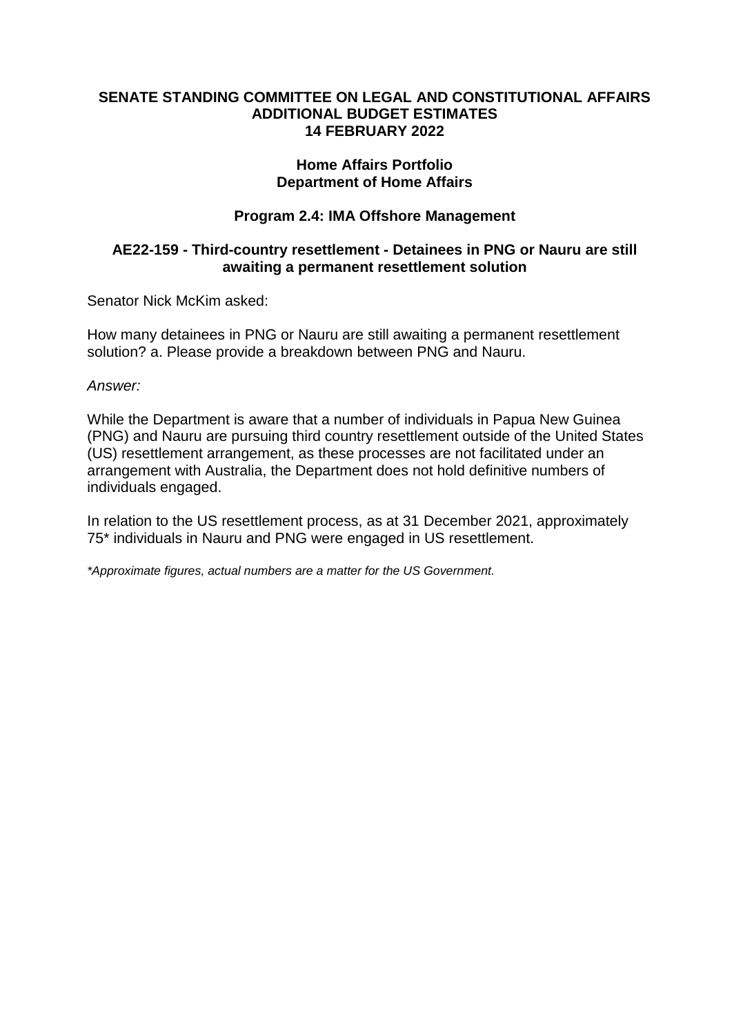**SENATE STANDING COMMITTEE ON LEGAL AND CONSTITUTIONAL AFFAIRS**
**ADDITIONAL BUDGET ESTIMATES**
**14 FEBRUARY 2022**

**Home Affairs Portfolio**
**Department of Home Affairs**

**Program 2.4: IMA Offshore Management**

**AE22-159 - Third-country resettlement - Detainees in PNG or Nauru are still awaiting a permanent resettlement solution**

Senator Nick McKim asked:

How many detainees in PNG or Nauru are still awaiting a permanent resettlement solution? a. Please provide a breakdown between PNG and Nauru.

*Answer:*

While the Department is aware that a number of individuals in Papua New Guinea (PNG) and Nauru are pursuing third country resettlement outside of the United States (US) resettlement arrangement, as these processes are not facilitated under an arrangement with Australia, the Department does not hold definitive numbers of individuals engaged.

In relation to the US resettlement process, as at 31 December 2021, approximately 75* individuals in Nauru and PNG were engaged in US resettlement.

*\*Approximate figures, actual numbers are a matter for the US Government.*